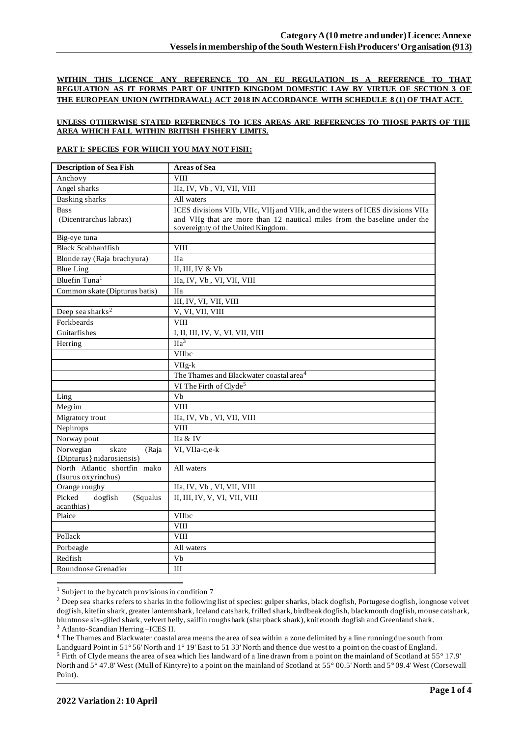**WITHIN THIS LICENCE ANY REFERENCE TO AN EU REGULATION IS A REFERENCE TO THAT REGULATION AS IT FORMS PART OF UNITED KINGDOM DOMESTIC LAW BY VIRTUE OF SECTION 3 OF THE EUROPEAN UNION (WITHDRAWAL) ACT 2018 IN ACCORDANCE WITH SCHEDULE 8 (1) OF THAT ACT.**

**UNLESS OTHERWISE STATED REFERENECS TO ICES AREAS ARE REFERENCES TO THOSE PARTS OF THE AREA WHICH FALL WITHIN BRITISH FISHERY LIMITS.**

**PART I: SPECIES FOR WHICH YOU MAY NOT FISH:**

| Description of Sea Fish | Areas of Sea |
|---|---|
| Anchovy | VIII |
| Angel sharks | IIa, IV, Vb , VI, VII, VIII |
| Basking sharks | All waters |
| Bass (Dicentrarchus labrax) | ICES divisions VIIb, VIIc, VIIj and VIIk, and the waters of ICES divisions VIIa and VIIg that are more than 12 nautical miles from the baseline under the sovereignty of the United Kingdom. |
| Big-eye tuna | |
| Black Scabbardfish | VIII |
| Blonde ray (Raja brachyura) | IIa |
| Blue Ling | II, III, IV & Vb |
| Bluefin Tuna[1] | IIa, IV, Vb , VI, VII, VIII |
| Common skate (Dipturus batis) | IIa |
| | III, IV, VI, VII, VIII |
| Deep sea sharks[2] | V, VI, VII, VIII |
| Forkbeards | VIII |
| Guitarfishes | I, II, III, IV, V, VI, VII, VIII |
| Herring | IIa[3] |
| | VIIbc |
| | VIIg-k |
| | The Thames and Blackwater coastal area[4] |
| | VI The Firth of Clyde[5] |
| Ling | Vb |
| Megrim | VIII |
| Migratory trout | IIa, IV, Vb , VI, VII, VIII |
| Nephrops | VIII |
| Norway pout | IIa & IV |
| Norwegian skate (Raja {Dipturus} nidarosiensis) | VI, VIIa-c,e-k |
| North Atlantic shortfin mako (Isurus oxyrinchus) | All waters |
| Orange roughy | IIa, IV, Vb , VI, VII, VIII |
| Picked dogfish (Squalus acanthias) | II, III, IV, V, VI, VII, VIII |
| Plaice | VIIbc |
| | VIII |
| Pollack | VIII |
| Porbeagle | All waters |
| Redfish | Vb |
| Roundnose Grenadier | III |

[1] Subject to the bycatch provisions in condition 7

[2] Deep sea sharks refers to sharks in the following list of species: gulper sharks, black dogfish, Portugese dogfish, longnose velvet dogfish, kitefin shark, greater lanternshark, Iceland catshark, frilled shark, birdbeak dogfish, blackmouth dogfish, mouse catshark, bluntnose six-gilled shark, velvert belly, sailfin roughshark (sharpback shark), knifetooth dogfish and Greenland shark.

[3] Atlanto-Scandian Herring –ICES II.

[4] The Thames and Blackwater coastal area means the area of sea within a zone delimited by a line running due south from Landguard Point in 51° 56' North and 1° 19' East to 51 33' North and thence due west to a point on the coast of England.

[5] Firth of Clyde means the area of sea which lies landward of a line drawn from a point on the mainland of Scotland at 55° 17.9' North and 5° 47.8' West (Mull of Kintyre) to a point on the mainland of Scotland at 55° 00.5' North and 5° 09.4' West (Corsewall Point).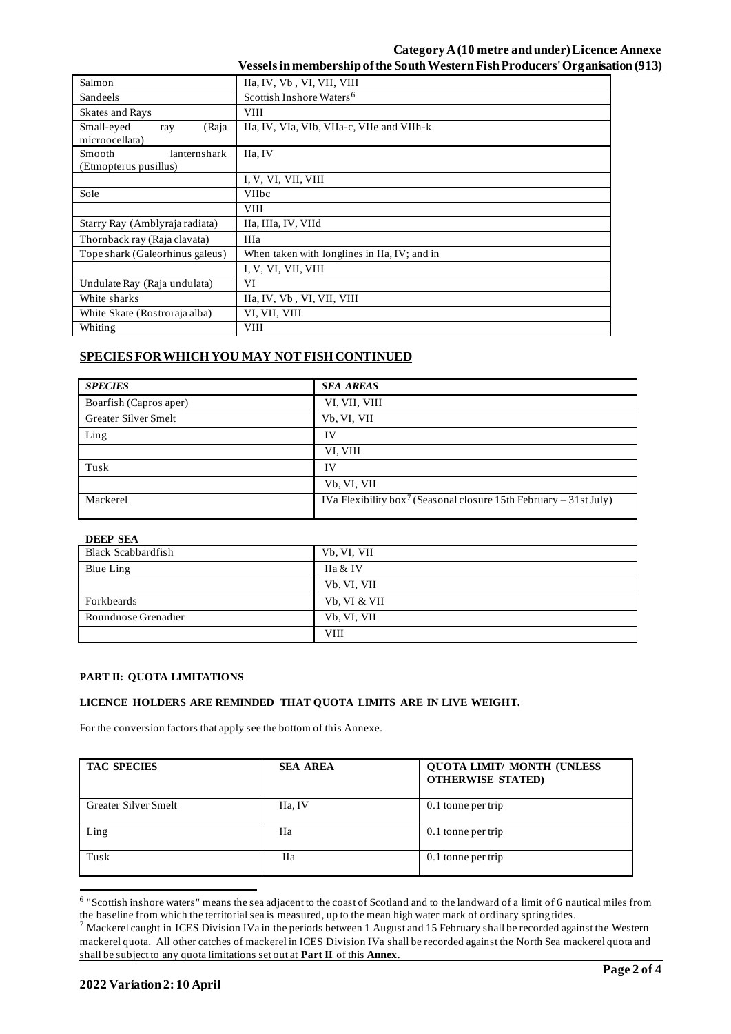| | |
|---|---|
| Salmon | IIa, IV, Vb , VI, VII, VIII |
| Sandeels | Scottish Inshore Waters[6] |
| Skates and Rays | VIII |
| Small-eyed ray (Raja microocellata) | IIa, IV, VIa, VIb, VIIa-c, VIIe and VIIh-k |
| Smooth lanternshark (Etmopterus pusillus) | IIa, IV |
| | I, V, VI, VII, VIII |
| Sole | VIIbc |
| | VIII |
| Starry Ray (Amblyraja radiata) | IIa, IIIa, IV, VIId |
| Thornback ray (Raja clavata) | IIIa |
| Tope shark (Galeorhinus galeus) | When taken with longlines in IIa, IV; and in |
| | I, V, VI, VII, VIII |
| Undulate Ray (Raja undulata) | VI |
| White sharks | IIa, IV, Vb , VI, VII, VIII |
| White Skate (Rostroraja alba) | VI, VII, VIII |
| Whiting | VIII |

## SPECIES FOR WHICH YOU MAY NOT FISH CONTINUED

| *SPECIES* | *SEA AREAS* |
|---|---|
| Boarfish (Capros aper) | VI, VII, VIII |
| Greater Silver Smelt | Vb, VI, VII |
| Ling | IV |
| | VI, VIII |
| Tusk | IV |
| | Vb, VI, VII |
| Mackerel | IVa Flexibility box[7] (Seasonal closure 15th February – 31st July) |

**DEEP SEA**

| | |
|---|---|
| Black Scabbardfish | Vb, VI, VII |
| Blue Ling | IIa & IV |
| | Vb, VI, VII |
| Forkbeards | Vb, VI & VII |
| Roundnose Grenadier | Vb, VI, VII |
| | VIII |

**PART II: QUOTA LIMITATIONS**

**LICENCE HOLDERS ARE REMINDED THAT QUOTA LIMITS ARE IN LIVE WEIGHT.**

For the conversion factors that apply see the bottom of this Annexe.

| TAC SPECIES | SEA AREA | QUOTA LIMIT/ MONTH (UNLESS OTHERWISE STATED) |
|---|---|---|
| Greater Silver Smelt | IIa, IV | 0.1 tonne per trip |
| Ling | IIa | 0.1 tonne per trip |
| Tusk | IIa | 0.1 tonne per trip |

[6] "Scottish inshore waters" means the sea adjacent to the coast of Scotland and to the landward of a limit of 6 nautical miles from the baseline from which the territorial sea is measured, up to the mean high water mark of ordinary spring tides.

[7] Mackerel caught in ICES Division IVa in the periods between 1 August and 15 February shall be recorded against the Western mackerel quota. All other catches of mackerel in ICES Division IVa shall be recorded against the North Sea mackerel quota and shall be subject to any quota limitations set out at **Part II** of this **Annex**.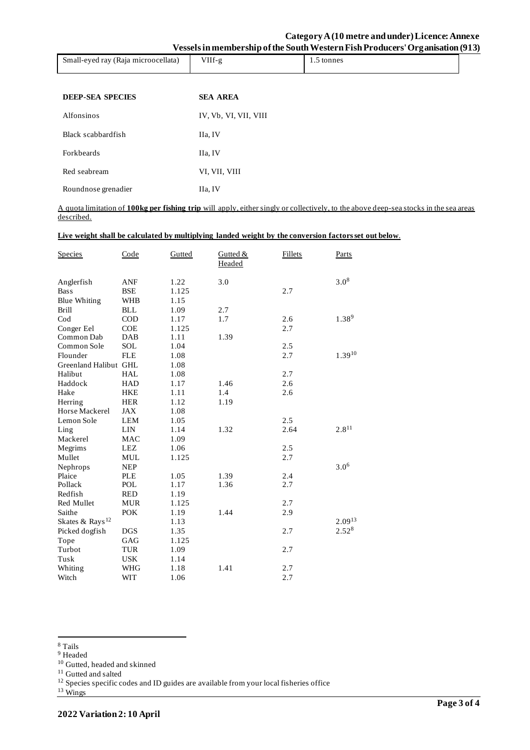| Small-eyed ray (Raja microocellata) | VIIf-g | 1.5 tonnes |
|---|---|---|

| DEEP-SEA SPECIES | SEA AREA |
|---|---|
| Alfonsinos | IV, Vb, VI, VII, VIII |
| Black scabbardfish | IIa, IV |
| Forkbeards | IIa, IV |
| Red seabream | VI, VII, VIII |
| Roundnose grenadier | IIa, IV |

A quota limitation of **100kg per fishing trip** will apply, either singly or collectively, to the above deep-sea stocks in the sea areas described.

**Live weight shall be calculated by multiplying landed weight by the conversion factors set out below.**

| Species | Code | Gutted | Gutted & Headed | Fillets | Parts |
|---|---|---|---|---|---|
| Anglerfish | ANF | 1.22 | 3.0 | | 3.0[8] |
| Bass | BSE | 1.125 | | 2.7 | |
| Blue Whiting | WHB | 1.15 | | | |
| Brill | BLL | 1.09 | 2.7 | | |
| Cod | COD | 1.17 | 1.7 | 2.6 | 1.38[9] |
| Conger Eel | COE | 1.125 | | 2.7 | |
| Common Dab | DAB | 1.11 | 1.39 | | |
| Common Sole | SOL | 1.04 | | 2.5 | |
| Flounder | FLE | 1.08 | | 2.7 | 1.39[10] |
| Greenland Halibut | GHL | 1.08 | | | |
| Halibut | HAL | 1.08 | | 2.7 | |
| Haddock | HAD | 1.17 | 1.46 | 2.6 | |
| Hake | HKE | 1.11 | 1.4 | 2.6 | |
| Herring | HER | 1.12 | 1.19 | | |
| Horse Mackerel | JAX | 1.08 | | | |
| Lemon Sole | LEM | 1.05 | | 2.5 | |
| Ling | LIN | 1.14 | 1.32 | 2.64 | 2.8[11] |
| Mackerel | MAC | 1.09 | | | |
| Megrims | LEZ | 1.06 | | 2.5 | |
| Mullet | MUL | 1.125 | | 2.7 | |
| Nephrops | NEP | | | | 3.0[6] |
| Plaice | PLE | 1.05 | 1.39 | 2.4 | |
| Pollack | POL | 1.17 | 1.36 | 2.7 | |
| Redfish | RED | 1.19 | | | |
| Red Mullet | MUR | 1.125 | | 2.7 | |
| Saithe | POK | 1.19 | 1.44 | 2.9 | |
| Skates & Rays[12] | | 1.13 | | | 2.09[13] |
| Picked dogfish | DGS | 1.35 | | 2.7 | 2.52[8] |
| Tope | GAG | 1.125 | | | |
| Turbot | TUR | 1.09 | | 2.7 | |
| Tusk | USK | 1.14 | | | |
| Whiting | WHG | 1.18 | 1.41 | 2.7 | |
| Witch | WIT | 1.06 | | 2.7 | |

[8] Tails
[9] Headed
[10] Gutted, headed and skinned
[11] Gutted and salted
[12] Species specific codes and ID guides are available from your local fisheries office
[13] Wings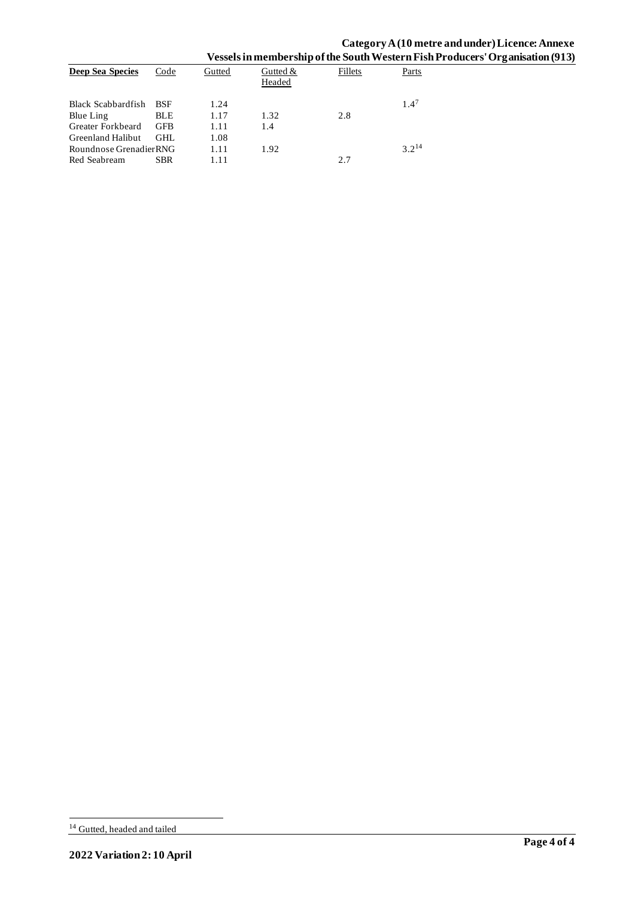| Deep Sea Species | Code | Gutted | Gutted & Headed | Fillets | Parts |
|---|---|---|---|---|---|
| Black Scabbardfish | BSF | 1.24 | | | 1.4[7] |
| Blue Ling | BLE | 1.17 | 1.32 | 2.8 | |
| Greater Forkbeard | GFB | 1.11 | 1.4 | | |
| Greenland Halibut | GHL | 1.08 | | | |
| Roundnose Grenadier | RNG | 1.11 | 1.92 | | 3.2[14] |
| Red Seabream | SBR | 1.11 | | 2.7 | |

[14] Gutted, headed and tailed